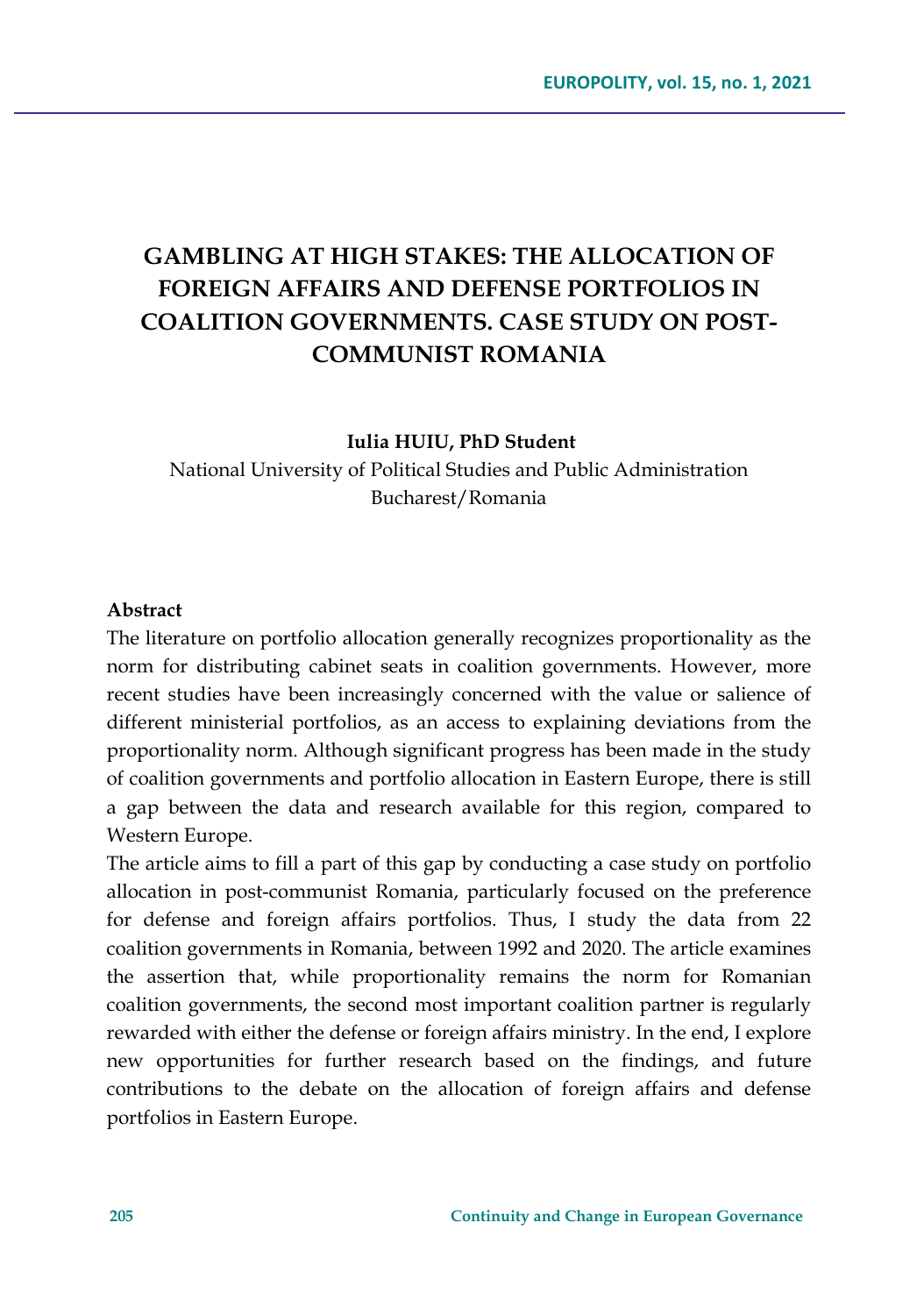# GAMBLING AT HIGH STAKES: THE ALLOCATION OF FOREIGN AFFAIRS AND DEFENSE PORTFOLIOS IN COALITION GOVERNMENTS. CASE STUDY ON POST-COMMUNIST ROMANIA

**Iulia HUIU, PhD Student**

National University of Political Studies and Public Administration
Bucharest/Romania

**Abstract**

The literature on portfolio allocation generally recognizes proportionality as the norm for distributing cabinet seats in coalition governments. However, more recent studies have been increasingly concerned with the value or salience of different ministerial portfolios, as an access to explaining deviations from the proportionality norm. Although significant progress has been made in the study of coalition governments and portfolio allocation in Eastern Europe, there is still a gap between the data and research available for this region, compared to Western Europe.

The article aims to fill a part of this gap by conducting a case study on portfolio allocation in post-communist Romania, particularly focused on the preference for defense and foreign affairs portfolios. Thus, I study the data from 22 coalition governments in Romania, between 1992 and 2020. The article examines the assertion that, while proportionality remains the norm for Romanian coalition governments, the second most important coalition partner is regularly rewarded with either the defense or foreign affairs ministry. In the end, I explore new opportunities for further research based on the findings, and future contributions to the debate on the allocation of foreign affairs and defense portfolios in Eastern Europe.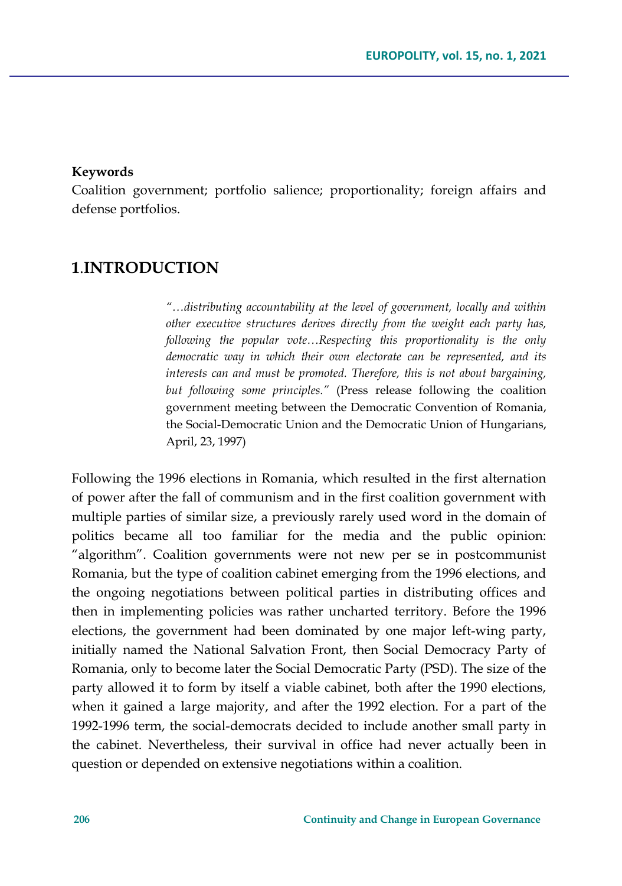**Keywords**

Coalition government; portfolio salience; proportionality; foreign affairs and defense portfolios.

## 1.INTRODUCTION

> *"…distributing accountability at the level of government, locally and within other executive structures derives directly from the weight each party has, following the popular vote…Respecting this proportionality is the only democratic way in which their own electorate can be represented, and its interests can and must be promoted. Therefore, this is not about bargaining, but following some principles."* (Press release following the coalition government meeting between the Democratic Convention of Romania, the Social-Democratic Union and the Democratic Union of Hungarians, April, 23, 1997)

Following the 1996 elections in Romania, which resulted in the first alternation of power after the fall of communism and in the first coalition government with multiple parties of similar size, a previously rarely used word in the domain of politics became all too familiar for the media and the public opinion: "algorithm". Coalition governments were not new per se in postcommunist Romania, but the type of coalition cabinet emerging from the 1996 elections, and the ongoing negotiations between political parties in distributing offices and then in implementing policies was rather uncharted territory. Before the 1996 elections, the government had been dominated by one major left-wing party, initially named the National Salvation Front, then Social Democracy Party of Romania, only to become later the Social Democratic Party (PSD). The size of the party allowed it to form by itself a viable cabinet, both after the 1990 elections, when it gained a large majority, and after the 1992 election. For a part of the 1992-1996 term, the social-democrats decided to include another small party in the cabinet. Nevertheless, their survival in office had never actually been in question or depended on extensive negotiations within a coalition.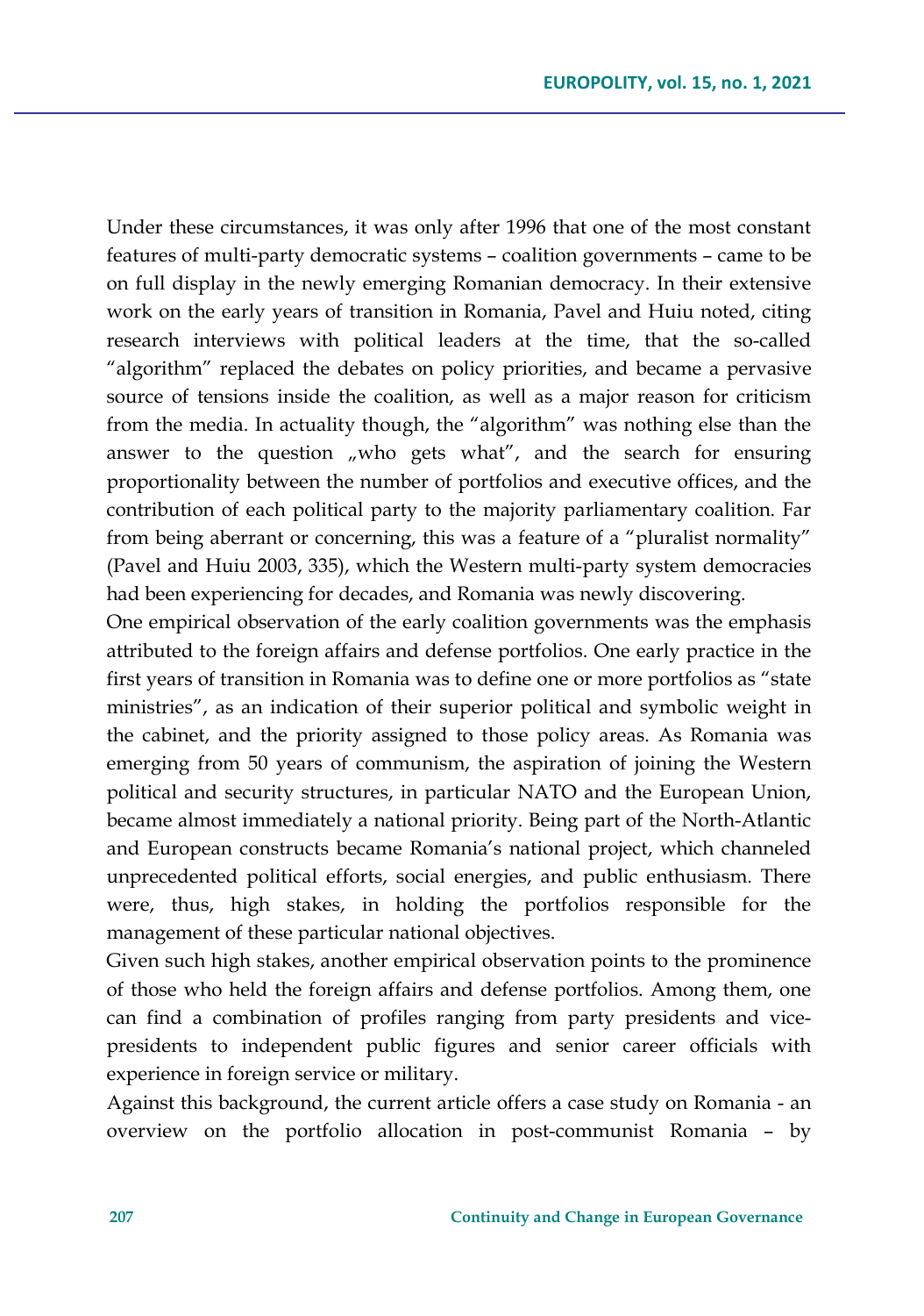Under these circumstances, it was only after 1996 that one of the most constant features of multi-party democratic systems – coalition governments – came to be on full display in the newly emerging Romanian democracy. In their extensive work on the early years of transition in Romania, Pavel and Huiu noted, citing research interviews with political leaders at the time, that the so-called "algorithm" replaced the debates on policy priorities, and became a pervasive source of tensions inside the coalition, as well as a major reason for criticism from the media. In actuality though, the "algorithm" was nothing else than the answer to the question „who gets what", and the search for ensuring proportionality between the number of portfolios and executive offices, and the contribution of each political party to the majority parliamentary coalition. Far from being aberrant or concerning, this was a feature of a "pluralist normality" (Pavel and Huiu 2003, 335), which the Western multi-party system democracies had been experiencing for decades, and Romania was newly discovering.

One empirical observation of the early coalition governments was the emphasis attributed to the foreign affairs and defense portfolios. One early practice in the first years of transition in Romania was to define one or more portfolios as "state ministries", as an indication of their superior political and symbolic weight in the cabinet, and the priority assigned to those policy areas. As Romania was emerging from 50 years of communism, the aspiration of joining the Western political and security structures, in particular NATO and the European Union, became almost immediately a national priority. Being part of the North-Atlantic and European constructs became Romania's national project, which channeled unprecedented political efforts, social energies, and public enthusiasm. There were, thus, high stakes, in holding the portfolios responsible for the management of these particular national objectives.

Given such high stakes, another empirical observation points to the prominence of those who held the foreign affairs and defense portfolios. Among them, one can find a combination of profiles ranging from party presidents and vice-presidents to independent public figures and senior career officials with experience in foreign service or military.

Against this background, the current article offers a case study on Romania - an overview on the portfolio allocation in post-communist Romania – by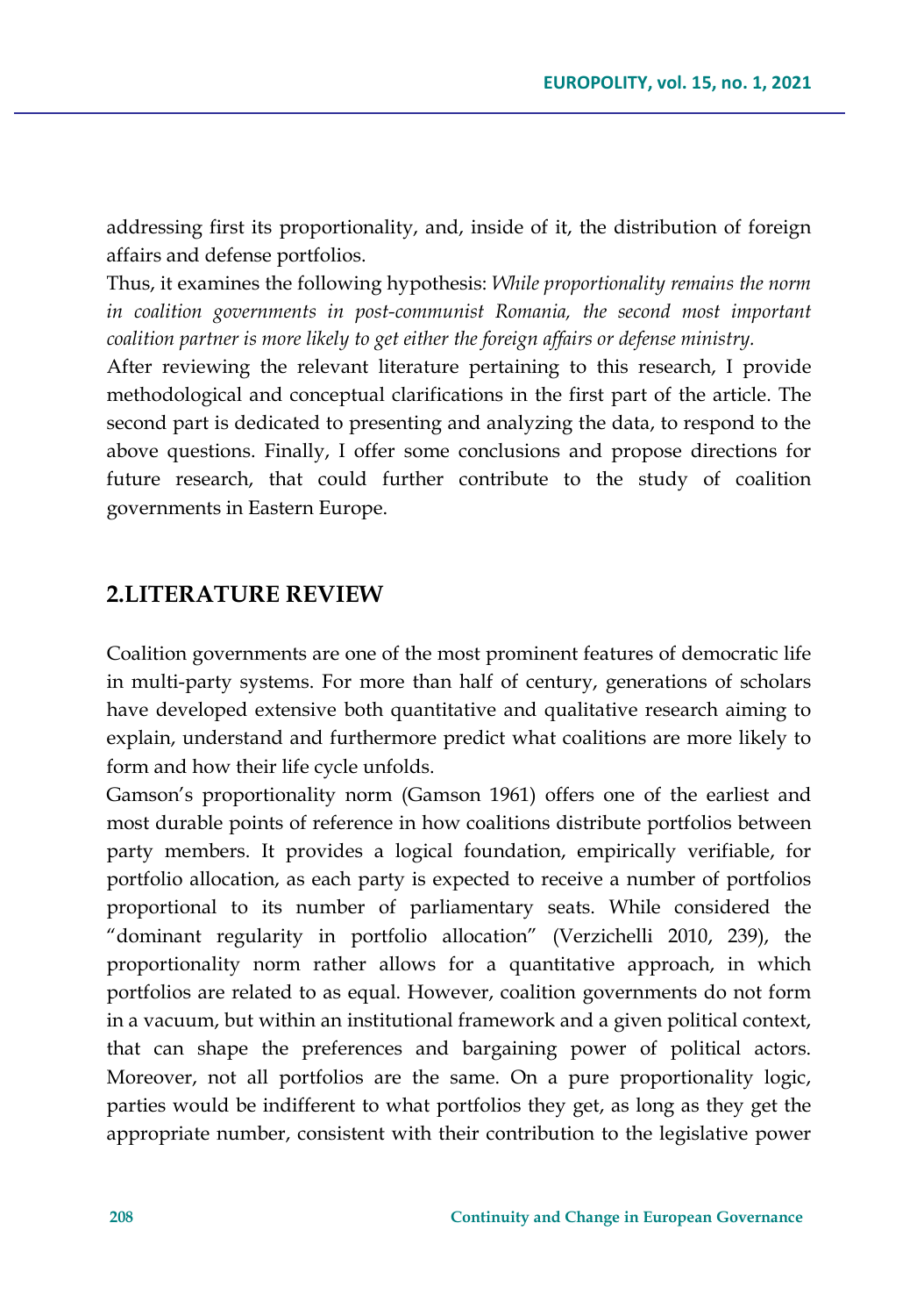addressing first its proportionality, and, inside of it, the distribution of foreign affairs and defense portfolios.

Thus, it examines the following hypothesis: *While proportionality remains the norm in coalition governments in post-communist Romania, the second most important coalition partner is more likely to get either the foreign affairs or defense ministry.*

After reviewing the relevant literature pertaining to this research, I provide methodological and conceptual clarifications in the first part of the article. The second part is dedicated to presenting and analyzing the data, to respond to the above questions. Finally, I offer some conclusions and propose directions for future research, that could further contribute to the study of coalition governments in Eastern Europe.

## 2.LITERATURE REVIEW

Coalition governments are one of the most prominent features of democratic life in multi-party systems. For more than half of century, generations of scholars have developed extensive both quantitative and qualitative research aiming to explain, understand and furthermore predict what coalitions are more likely to form and how their life cycle unfolds.

Gamson's proportionality norm (Gamson 1961) offers one of the earliest and most durable points of reference in how coalitions distribute portfolios between party members. It provides a logical foundation, empirically verifiable, for portfolio allocation, as each party is expected to receive a number of portfolios proportional to its number of parliamentary seats. While considered the "dominant regularity in portfolio allocation" (Verzichelli 2010, 239), the proportionality norm rather allows for a quantitative approach, in which portfolios are related to as equal. However, coalition governments do not form in a vacuum, but within an institutional framework and a given political context, that can shape the preferences and bargaining power of political actors. Moreover, not all portfolios are the same. On a pure proportionality logic, parties would be indifferent to what portfolios they get, as long as they get the appropriate number, consistent with their contribution to the legislative power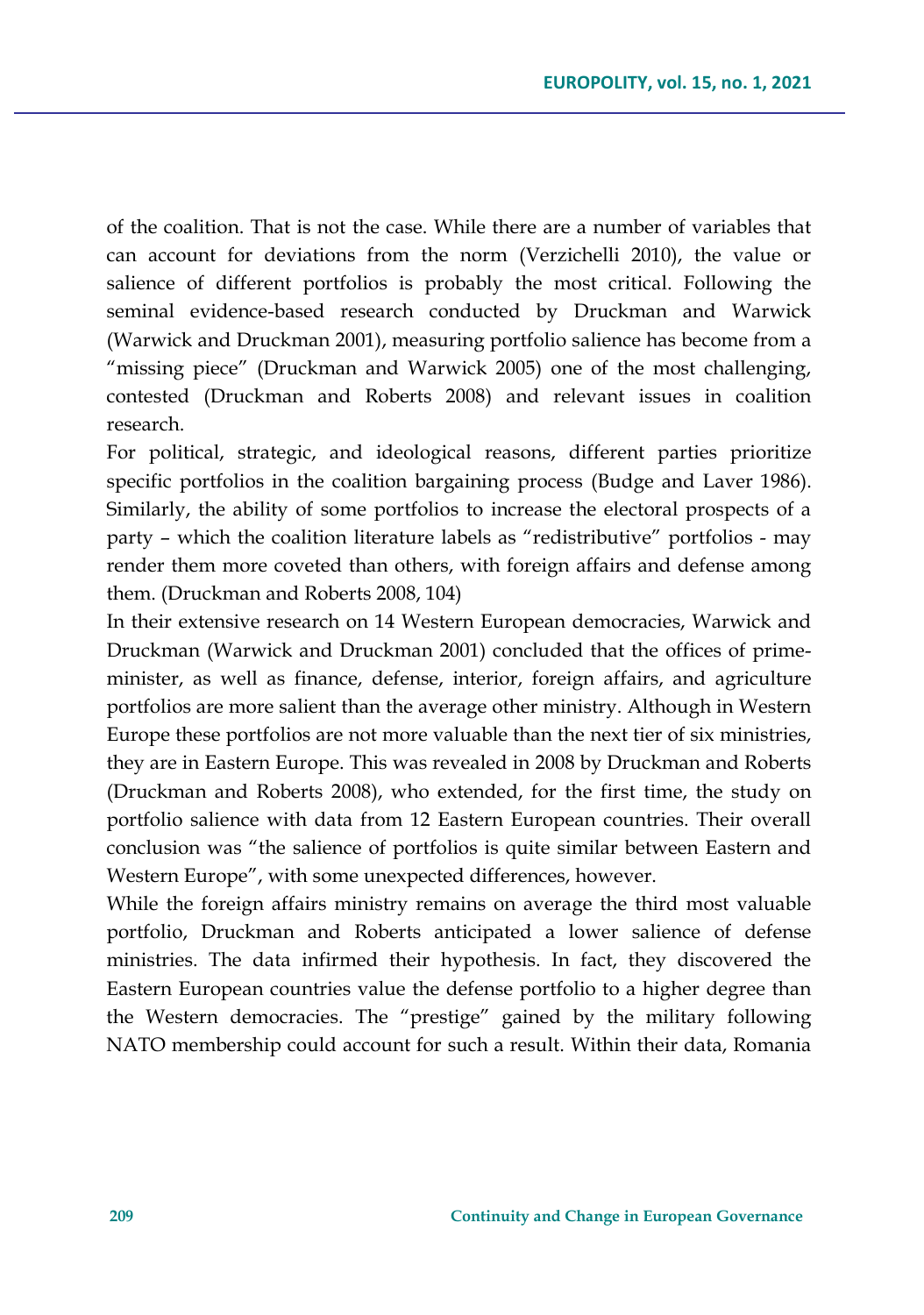of the coalition. That is not the case. While there are a number of variables that can account for deviations from the norm (Verzichelli 2010), the value or salience of different portfolios is probably the most critical. Following the seminal evidence-based research conducted by Druckman and Warwick (Warwick and Druckman 2001), measuring portfolio salience has become from a "missing piece" (Druckman and Warwick 2005) one of the most challenging, contested (Druckman and Roberts 2008) and relevant issues in coalition research.

For political, strategic, and ideological reasons, different parties prioritize specific portfolios in the coalition bargaining process (Budge and Laver 1986). Similarly, the ability of some portfolios to increase the electoral prospects of a party – which the coalition literature labels as "redistributive" portfolios - may render them more coveted than others, with foreign affairs and defense among them. (Druckman and Roberts 2008, 104)

In their extensive research on 14 Western European democracies, Warwick and Druckman (Warwick and Druckman 2001) concluded that the offices of prime-minister, as well as finance, defense, interior, foreign affairs, and agriculture portfolios are more salient than the average other ministry. Although in Western Europe these portfolios are not more valuable than the next tier of six ministries, they are in Eastern Europe. This was revealed in 2008 by Druckman and Roberts (Druckman and Roberts 2008), who extended, for the first time, the study on portfolio salience with data from 12 Eastern European countries. Their overall conclusion was "the salience of portfolios is quite similar between Eastern and Western Europe", with some unexpected differences, however.

While the foreign affairs ministry remains on average the third most valuable portfolio, Druckman and Roberts anticipated a lower salience of defense ministries. The data infirmed their hypothesis. In fact, they discovered the Eastern European countries value the defense portfolio to a higher degree than the Western democracies. The "prestige" gained by the military following NATO membership could account for such a result. Within their data, Romania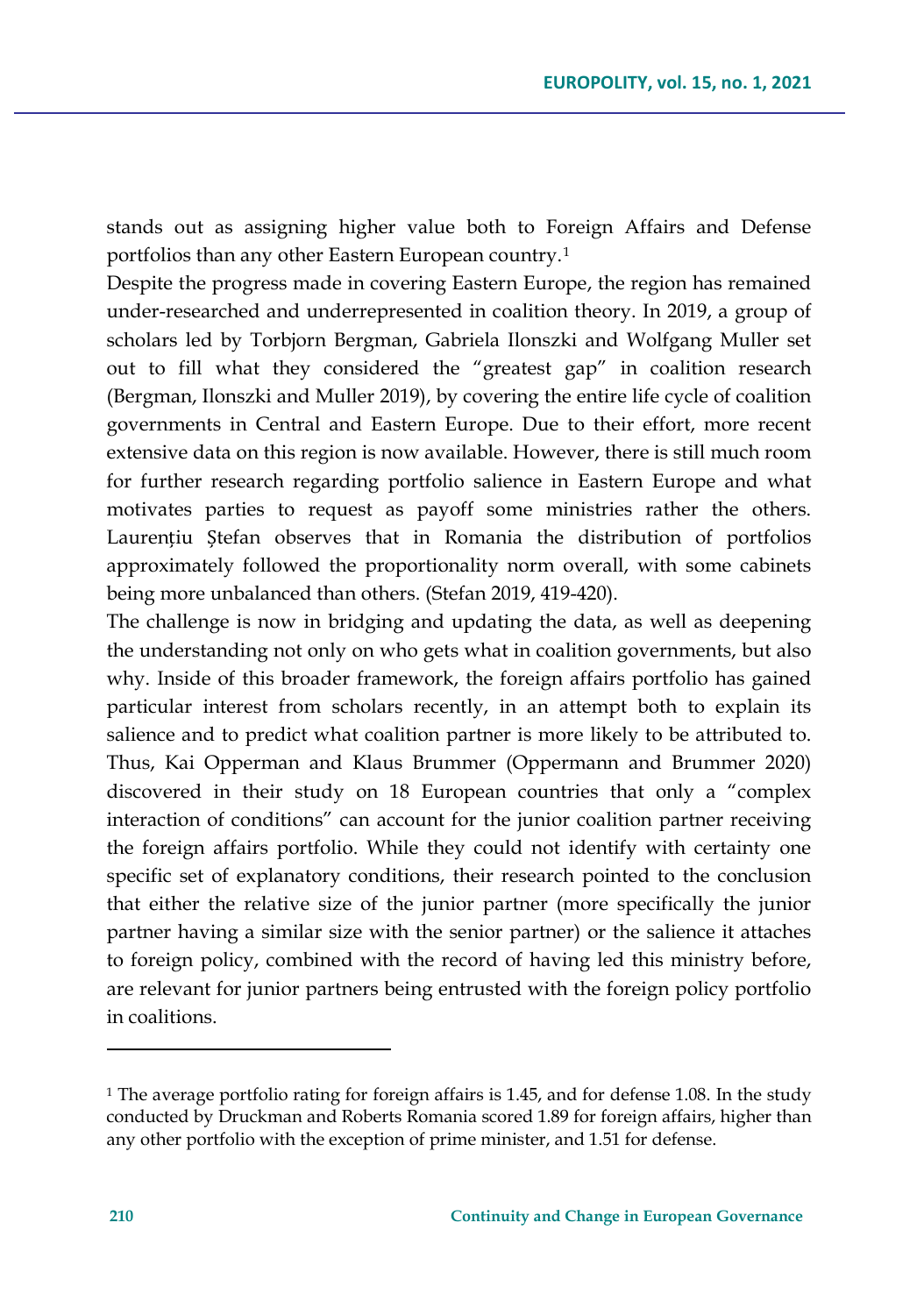stands out as assigning higher value both to Foreign Affairs and Defense portfolios than any other Eastern European country.[1]

Despite the progress made in covering Eastern Europe, the region has remained under-researched and underrepresented in coalition theory. In 2019, a group of scholars led by Torbjorn Bergman, Gabriela Ilonszki and Wolfgang Muller set out to fill what they considered the "greatest gap" in coalition research (Bergman, Ilonszki and Muller 2019), by covering the entire life cycle of coalition governments in Central and Eastern Europe. Due to their effort, more recent extensive data on this region is now available. However, there is still much room for further research regarding portfolio salience in Eastern Europe and what motivates parties to request as payoff some ministries rather the others. Laurențiu Ștefan observes that in Romania the distribution of portfolios approximately followed the proportionality norm overall, with some cabinets being more unbalanced than others. (Stefan 2019, 419-420).

The challenge is now in bridging and updating the data, as well as deepening the understanding not only on who gets what in coalition governments, but also why. Inside of this broader framework, the foreign affairs portfolio has gained particular interest from scholars recently, in an attempt both to explain its salience and to predict what coalition partner is more likely to be attributed to. Thus, Kai Opperman and Klaus Brummer (Oppermann and Brummer 2020) discovered in their study on 18 European countries that only a "complex interaction of conditions" can account for the junior coalition partner receiving the foreign affairs portfolio. While they could not identify with certainty one specific set of explanatory conditions, their research pointed to the conclusion that either the relative size of the junior partner (more specifically the junior partner having a similar size with the senior partner) or the salience it attaches to foreign policy, combined with the record of having led this ministry before, are relevant for junior partners being entrusted with the foreign policy portfolio in coalitions.

---

[1] The average portfolio rating for foreign affairs is 1.45, and for defense 1.08. In the study conducted by Druckman and Roberts Romania scored 1.89 for foreign affairs, higher than any other portfolio with the exception of prime minister, and 1.51 for defense.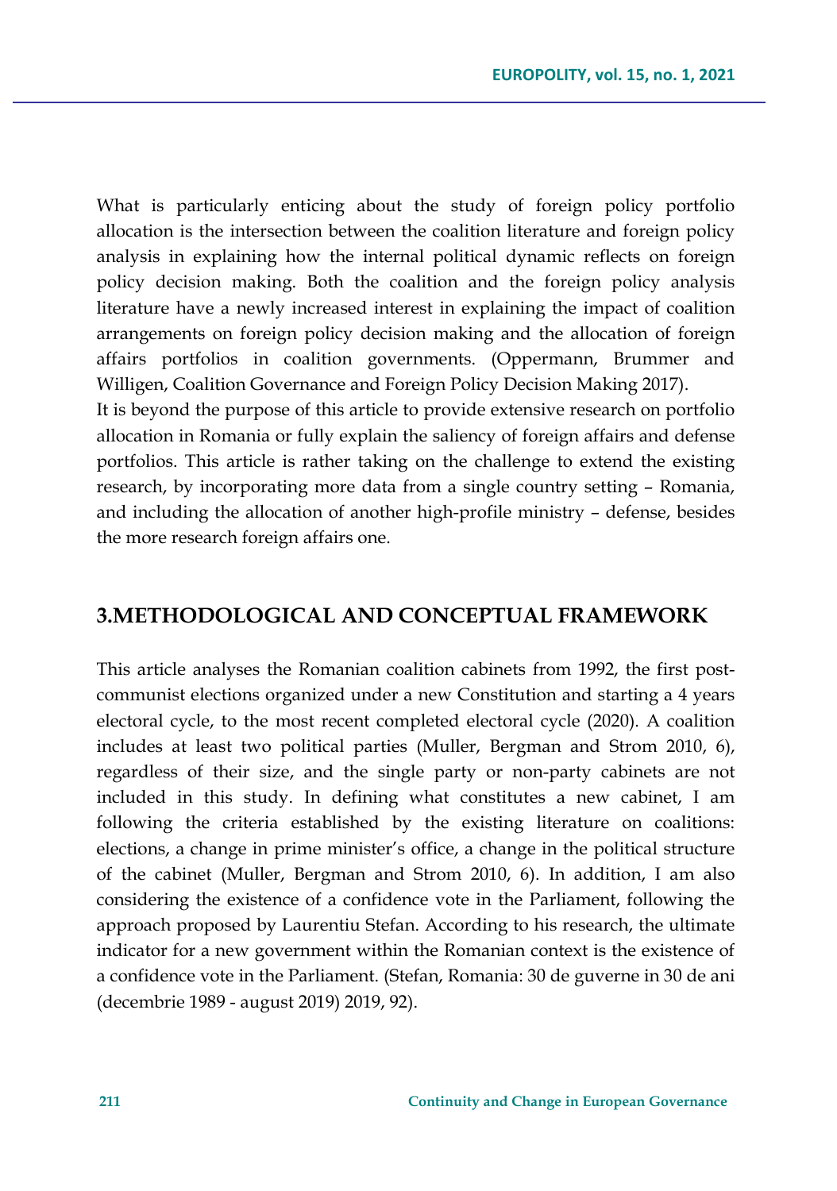What is particularly enticing about the study of foreign policy portfolio allocation is the intersection between the coalition literature and foreign policy analysis in explaining how the internal political dynamic reflects on foreign policy decision making. Both the coalition and the foreign policy analysis literature have a newly increased interest in explaining the impact of coalition arrangements on foreign policy decision making and the allocation of foreign affairs portfolios in coalition governments. (Oppermann, Brummer and Willigen, Coalition Governance and Foreign Policy Decision Making 2017).

It is beyond the purpose of this article to provide extensive research on portfolio allocation in Romania or fully explain the saliency of foreign affairs and defense portfolios. This article is rather taking on the challenge to extend the existing research, by incorporating more data from a single country setting – Romania, and including the allocation of another high-profile ministry – defense, besides the more research foreign affairs one.

## 3.METHODOLOGICAL AND CONCEPTUAL FRAMEWORK

This article analyses the Romanian coalition cabinets from 1992, the first post-communist elections organized under a new Constitution and starting a 4 years electoral cycle, to the most recent completed electoral cycle (2020). A coalition includes at least two political parties (Muller, Bergman and Strom 2010, 6), regardless of their size, and the single party or non-party cabinets are not included in this study. In defining what constitutes a new cabinet, I am following the criteria established by the existing literature on coalitions: elections, a change in prime minister's office, a change in the political structure of the cabinet (Muller, Bergman and Strom 2010, 6). In addition, I am also considering the existence of a confidence vote in the Parliament, following the approach proposed by Laurentiu Stefan. According to his research, the ultimate indicator for a new government within the Romanian context is the existence of a confidence vote in the Parliament. (Stefan, Romania: 30 de guverne in 30 de ani (decembrie 1989 - august 2019) 2019, 92).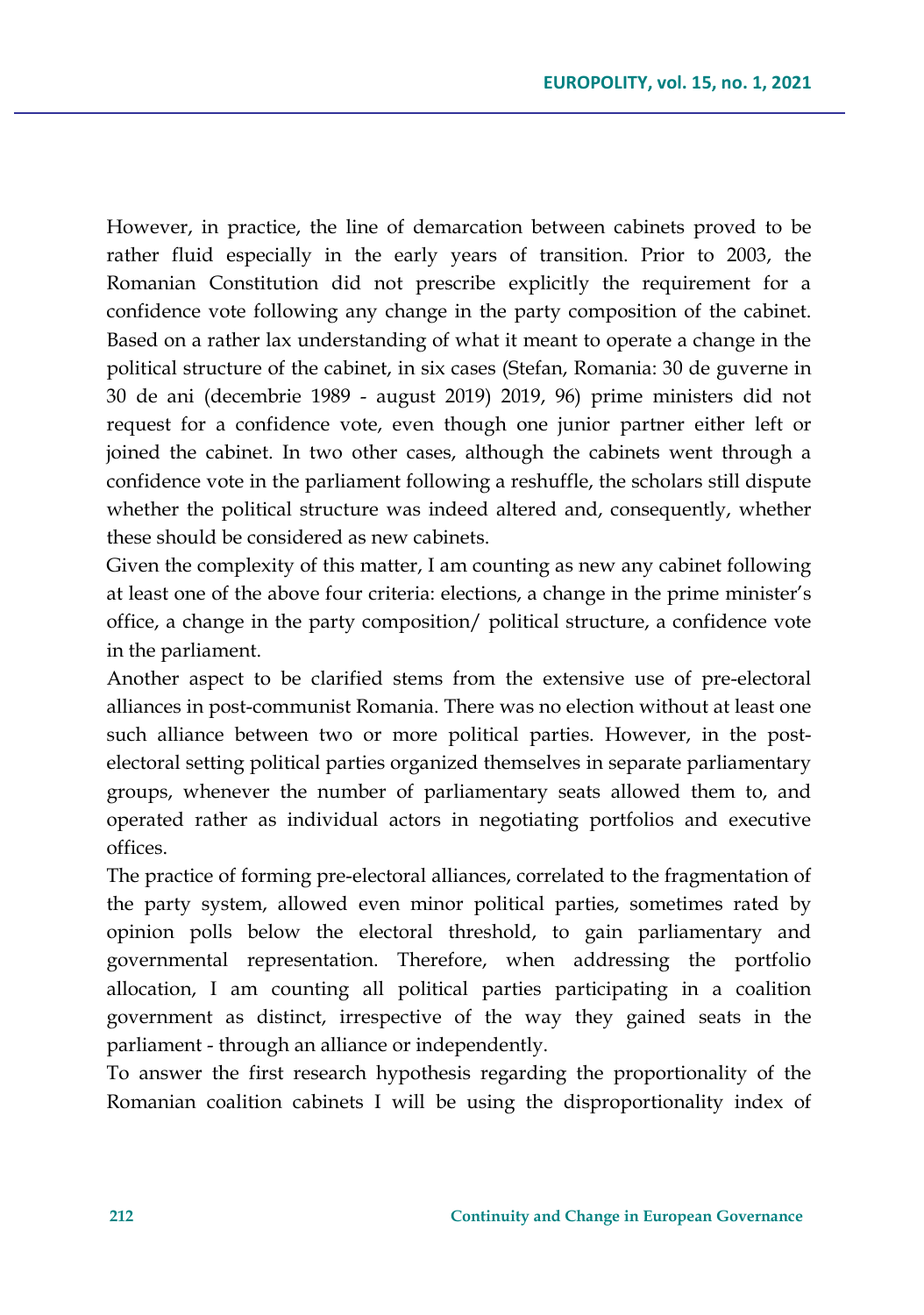However, in practice, the line of demarcation between cabinets proved to be rather fluid especially in the early years of transition. Prior to 2003, the Romanian Constitution did not prescribe explicitly the requirement for a confidence vote following any change in the party composition of the cabinet. Based on a rather lax understanding of what it meant to operate a change in the political structure of the cabinet, in six cases (Stefan, Romania: 30 de guverne in 30 de ani (decembrie 1989 - august 2019) 2019, 96) prime ministers did not request for a confidence vote, even though one junior partner either left or joined the cabinet. In two other cases, although the cabinets went through a confidence vote in the parliament following a reshuffle, the scholars still dispute whether the political structure was indeed altered and, consequently, whether these should be considered as new cabinets.

Given the complexity of this matter, I am counting as new any cabinet following at least one of the above four criteria: elections, a change in the prime minister's office, a change in the party composition/ political structure, a confidence vote in the parliament.

Another aspect to be clarified stems from the extensive use of pre-electoral alliances in post-communist Romania. There was no election without at least one such alliance between two or more political parties. However, in the post-electoral setting political parties organized themselves in separate parliamentary groups, whenever the number of parliamentary seats allowed them to, and operated rather as individual actors in negotiating portfolios and executive offices.

The practice of forming pre-electoral alliances, correlated to the fragmentation of the party system, allowed even minor political parties, sometimes rated by opinion polls below the electoral threshold, to gain parliamentary and governmental representation. Therefore, when addressing the portfolio allocation, I am counting all political parties participating in a coalition government as distinct, irrespective of the way they gained seats in the parliament - through an alliance or independently.

To answer the first research hypothesis regarding the proportionality of the Romanian coalition cabinets I will be using the disproportionality index of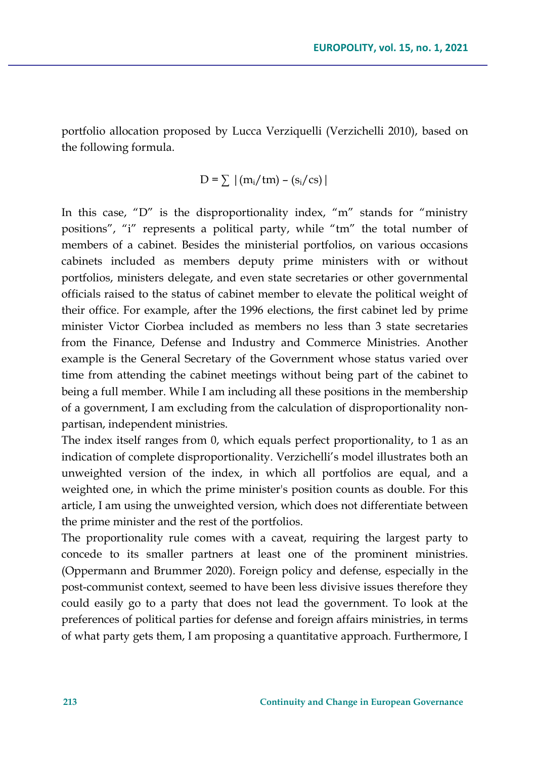portfolio allocation proposed by Lucca Verziquelli (Verzichelli 2010), based on the following formula.

$$D = \sum |(m_i/tm) - (s_i/cs)|$$

In this case, "D" is the disproportionality index, "m" stands for "ministry positions", "i" represents a political party, while "tm" the total number of members of a cabinet. Besides the ministerial portfolios, on various occasions cabinets included as members deputy prime ministers with or without portfolios, ministers delegate, and even state secretaries or other governmental officials raised to the status of cabinet member to elevate the political weight of their office. For example, after the 1996 elections, the first cabinet led by prime minister Victor Ciorbea included as members no less than 3 state secretaries from the Finance, Defense and Industry and Commerce Ministries. Another example is the General Secretary of the Government whose status varied over time from attending the cabinet meetings without being part of the cabinet to being a full member. While I am including all these positions in the membership of a government, I am excluding from the calculation of disproportionality non-partisan, independent ministries.

The index itself ranges from 0, which equals perfect proportionality, to 1 as an indication of complete disproportionality. Verzichelli's model illustrates both an unweighted version of the index, in which all portfolios are equal, and a weighted one, in which the prime minister's position counts as double. For this article, I am using the unweighted version, which does not differentiate between the prime minister and the rest of the portfolios.

The proportionality rule comes with a caveat, requiring the largest party to concede to its smaller partners at least one of the prominent ministries. (Oppermann and Brummer 2020). Foreign policy and defense, especially in the post-communist context, seemed to have been less divisive issues therefore they could easily go to a party that does not lead the government. To look at the preferences of political parties for defense and foreign affairs ministries, in terms of what party gets them, I am proposing a quantitative approach. Furthermore, I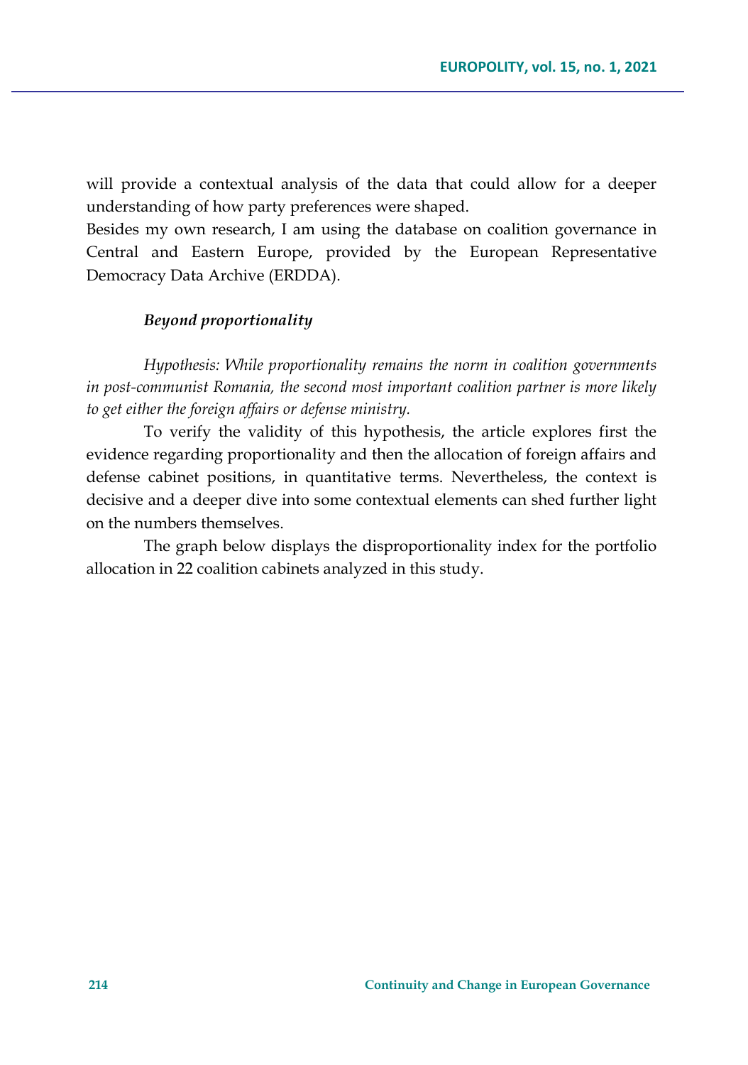will provide a contextual analysis of the data that could allow for a deeper understanding of how party preferences were shaped.

Besides my own research, I am using the database on coalition governance in Central and Eastern Europe, provided by the European Representative Democracy Data Archive (ERDDA).

### *Beyond proportionality*

*Hypothesis: While proportionality remains the norm in coalition governments in post-communist Romania, the second most important coalition partner is more likely to get either the foreign affairs or defense ministry.*

To verify the validity of this hypothesis, the article explores first the evidence regarding proportionality and then the allocation of foreign affairs and defense cabinet positions, in quantitative terms. Nevertheless, the context is decisive and a deeper dive into some contextual elements can shed further light on the numbers themselves.

The graph below displays the disproportionality index for the portfolio allocation in 22 coalition cabinets analyzed in this study.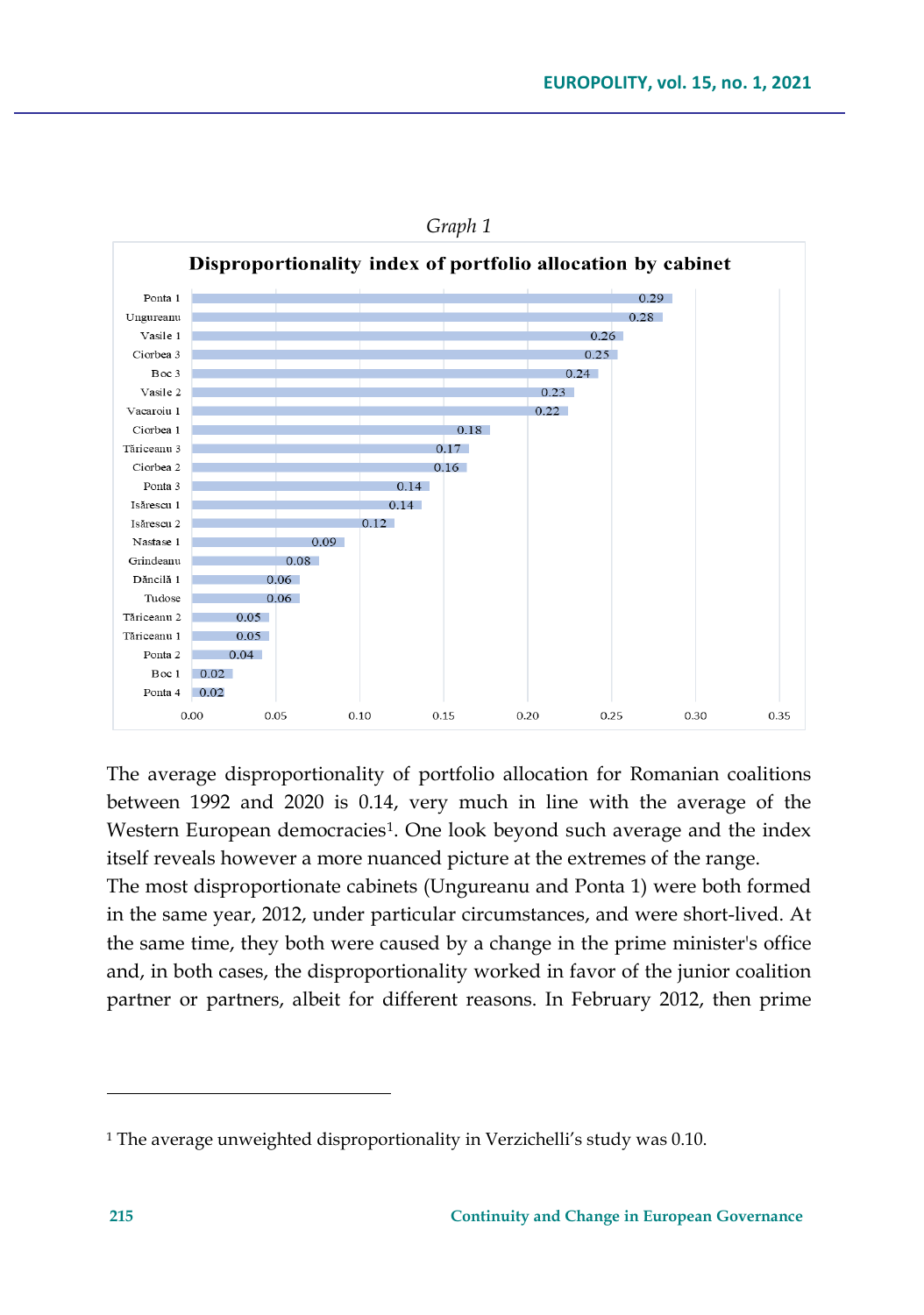*Graph 1*

**Disproportionality index of portfolio allocation by cabinet**

| Cabinet | Disproportionality index |
|---|---|
| Ponta 1 | 0.29 |
| Ungureanu | 0.28 |
| Vasile 1 | 0.26 |
| Ciorbea 3 | 0.25 |
| Boc 3 | 0.24 |
| Vasile 2 | 0.23 |
| Vacaroiu 1 | 0.22 |
| Ciorbea 1 | 0.18 |
| Tăriceanu 3 | 0.17 |
| Ciorbea 2 | 0.16 |
| Ponta 3 | 0.14 |
| Isărescu 1 | 0.14 |
| Isărescu 2 | 0.12 |
| Nastase 1 | 0.09 |
| Grindeanu | 0.08 |
| Dăncilă 1 | 0.06 |
| Tudose | 0.06 |
| Tăriceanu 2 | 0.05 |
| Tăriceanu 1 | 0.05 |
| Ponta 2 | 0.04 |
| Boc 1 | 0.02 |
| Ponta 4 | 0.02 |

The average disproportionality of portfolio allocation for Romanian coalitions between 1992 and 2020 is 0.14, very much in line with the average of the Western European democracies[1]. One look beyond such average and the index itself reveals however a more nuanced picture at the extremes of the range.

The most disproportionate cabinets (Ungureanu and Ponta 1) were both formed in the same year, 2012, under particular circumstances, and were short-lived. At the same time, they both were caused by a change in the prime minister's office and, in both cases, the disproportionality worked in favor of the junior coalition partner or partners, albeit for different reasons. In February 2012, then prime

[1] The average unweighted disproportionality in Verzichelli's study was 0.10.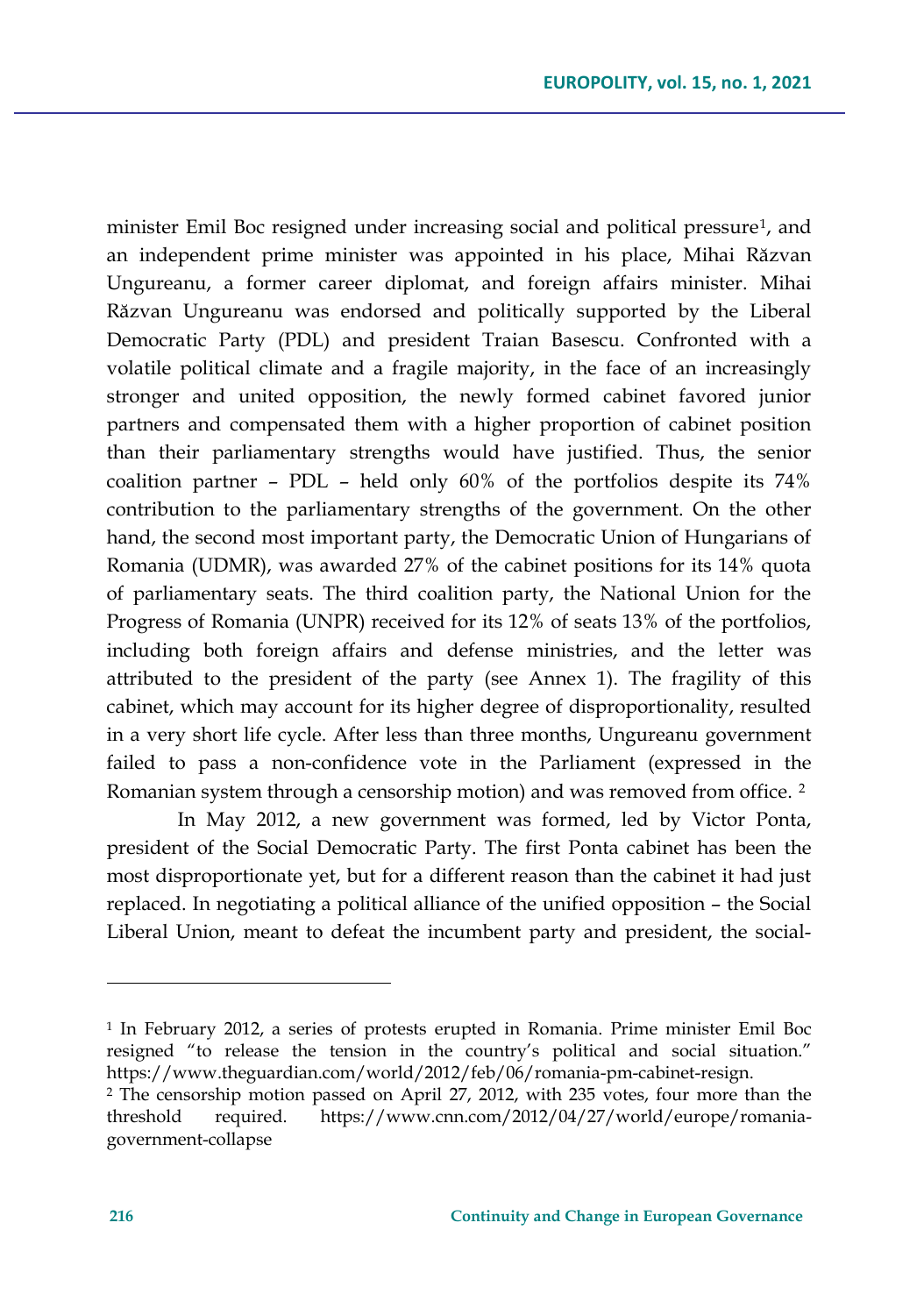minister Emil Boc resigned under increasing social and political pressure[1], and an independent prime minister was appointed in his place, Mihai Răzvan Ungureanu, a former career diplomat, and foreign affairs minister. Mihai Răzvan Ungureanu was endorsed and politically supported by the Liberal Democratic Party (PDL) and president Traian Basescu. Confronted with a volatile political climate and a fragile majority, in the face of an increasingly stronger and united opposition, the newly formed cabinet favored junior partners and compensated them with a higher proportion of cabinet position than their parliamentary strengths would have justified. Thus, the senior coalition partner – PDL – held only 60% of the portfolios despite its 74% contribution to the parliamentary strengths of the government. On the other hand, the second most important party, the Democratic Union of Hungarians of Romania (UDMR), was awarded 27% of the cabinet positions for its 14% quota of parliamentary seats. The third coalition party, the National Union for the Progress of Romania (UNPR) received for its 12% of seats 13% of the portfolios, including both foreign affairs and defense ministries, and the letter was attributed to the president of the party (see Annex 1). The fragility of this cabinet, which may account for its higher degree of disproportionality, resulted in a very short life cycle. After less than three months, Ungureanu government failed to pass a non-confidence vote in the Parliament (expressed in the Romanian system through a censorship motion) and was removed from office. [2]

In May 2012, a new government was formed, led by Victor Ponta, president of the Social Democratic Party. The first Ponta cabinet has been the most disproportionate yet, but for a different reason than the cabinet it had just replaced. In negotiating a political alliance of the unified opposition – the Social Liberal Union, meant to defeat the incumbent party and president, the social-

---

[1] In February 2012, a series of protests erupted in Romania. Prime minister Emil Boc resigned "to release the tension in the country's political and social situation." https://www.theguardian.com/world/2012/feb/06/romania-pm-cabinet-resign.

[2] The censorship motion passed on April 27, 2012, with 235 votes, four more than the threshold required. https://www.cnn.com/2012/04/27/world/europe/romania-government-collapse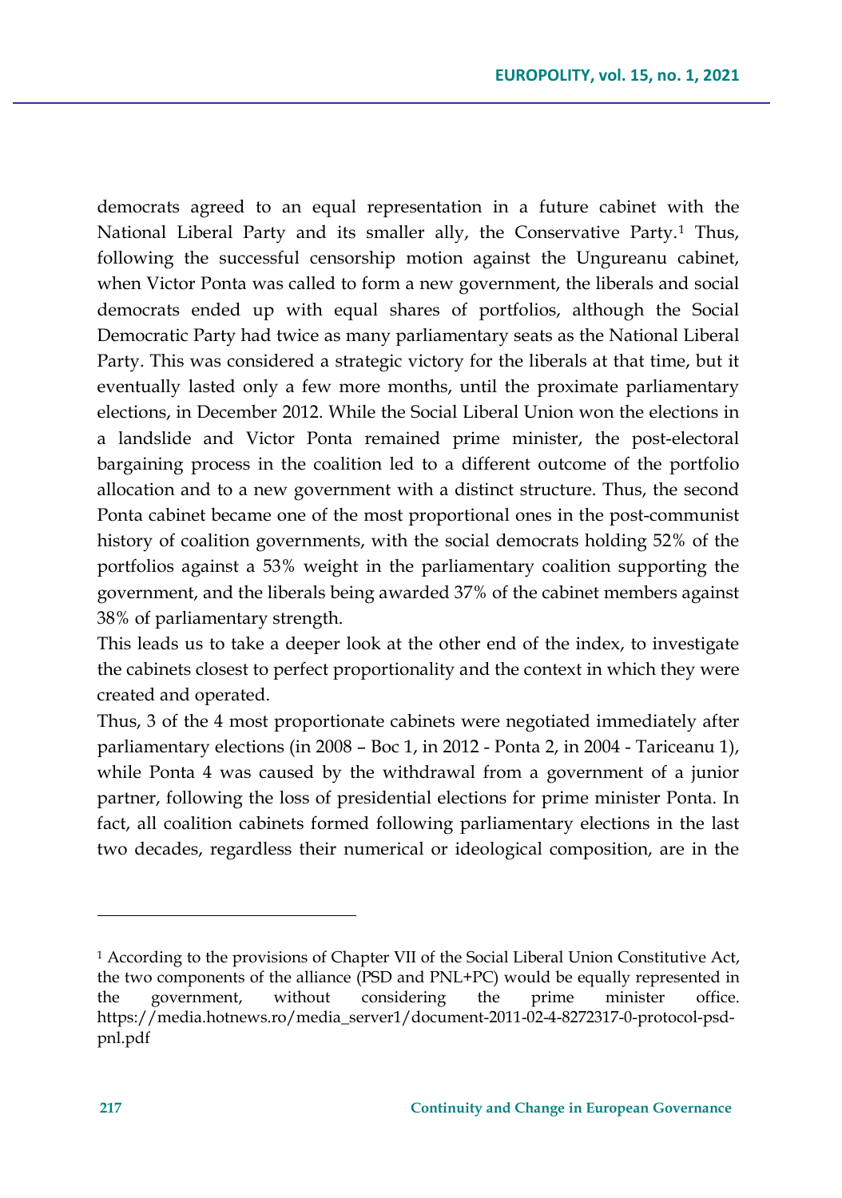democrats agreed to an equal representation in a future cabinet with the National Liberal Party and its smaller ally, the Conservative Party.[1] Thus, following the successful censorship motion against the Ungureanu cabinet, when Victor Ponta was called to form a new government, the liberals and social democrats ended up with equal shares of portfolios, although the Social Democratic Party had twice as many parliamentary seats as the National Liberal Party. This was considered a strategic victory for the liberals at that time, but it eventually lasted only a few more months, until the proximate parliamentary elections, in December 2012. While the Social Liberal Union won the elections in a landslide and Victor Ponta remained prime minister, the post-electoral bargaining process in the coalition led to a different outcome of the portfolio allocation and to a new government with a distinct structure. Thus, the second Ponta cabinet became one of the most proportional ones in the post-communist history of coalition governments, with the social democrats holding 52% of the portfolios against a 53% weight in the parliamentary coalition supporting the government, and the liberals being awarded 37% of the cabinet members against 38% of parliamentary strength.

This leads us to take a deeper look at the other end of the index, to investigate the cabinets closest to perfect proportionality and the context in which they were created and operated.

Thus, 3 of the 4 most proportionate cabinets were negotiated immediately after parliamentary elections (in 2008 – Boc 1, in 2012 - Ponta 2, in 2004 - Tariceanu 1), while Ponta 4 was caused by the withdrawal from a government of a junior partner, following the loss of presidential elections for prime minister Ponta. In fact, all coalition cabinets formed following parliamentary elections in the last two decades, regardless their numerical or ideological composition, are in the

---

[1] According to the provisions of Chapter VII of the Social Liberal Union Constitutive Act, the two components of the alliance (PSD and PNL+PC) would be equally represented in the government, without considering the prime minister office. https://media.hotnews.ro/media_server1/document-2011-02-4-8272317-0-protocol-psd-pnl.pdf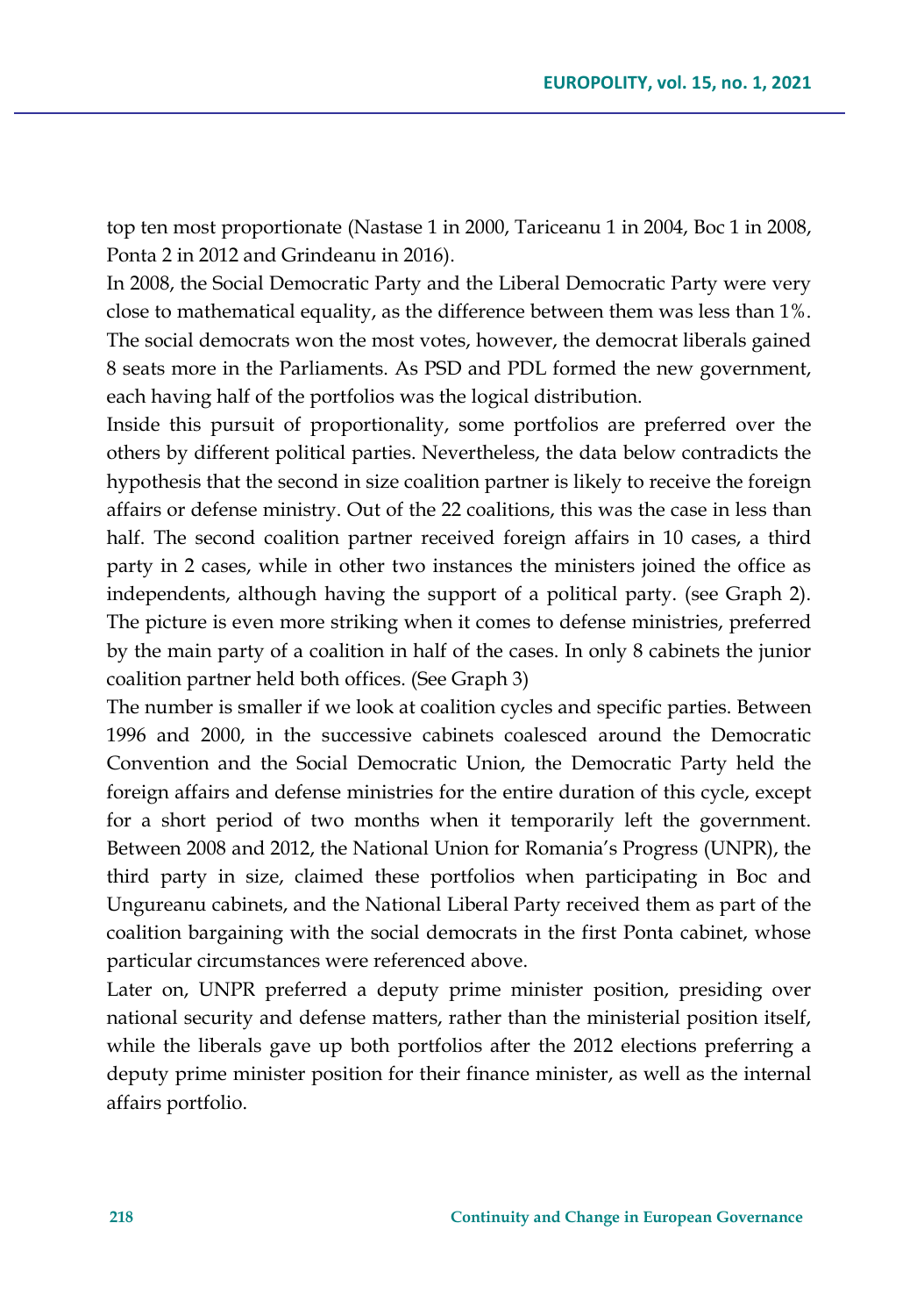top ten most proportionate (Nastase 1 in 2000, Tariceanu 1 in 2004, Boc 1 in 2008, Ponta 2 in 2012 and Grindeanu in 2016).

In 2008, the Social Democratic Party and the Liberal Democratic Party were very close to mathematical equality, as the difference between them was less than 1%. The social democrats won the most votes, however, the democrat liberals gained 8 seats more in the Parliaments. As PSD and PDL formed the new government, each having half of the portfolios was the logical distribution.

Inside this pursuit of proportionality, some portfolios are preferred over the others by different political parties. Nevertheless, the data below contradicts the hypothesis that the second in size coalition partner is likely to receive the foreign affairs or defense ministry. Out of the 22 coalitions, this was the case in less than half. The second coalition partner received foreign affairs in 10 cases, a third party in 2 cases, while in other two instances the ministers joined the office as independents, although having the support of a political party. (see Graph 2). The picture is even more striking when it comes to defense ministries, preferred by the main party of a coalition in half of the cases. In only 8 cabinets the junior coalition partner held both offices. (See Graph 3)

The number is smaller if we look at coalition cycles and specific parties. Between 1996 and 2000, in the successive cabinets coalesced around the Democratic Convention and the Social Democratic Union, the Democratic Party held the foreign affairs and defense ministries for the entire duration of this cycle, except for a short period of two months when it temporarily left the government. Between 2008 and 2012, the National Union for Romania's Progress (UNPR), the third party in size, claimed these portfolios when participating in Boc and Ungureanu cabinets, and the National Liberal Party received them as part of the coalition bargaining with the social democrats in the first Ponta cabinet, whose particular circumstances were referenced above.

Later on, UNPR preferred a deputy prime minister position, presiding over national security and defense matters, rather than the ministerial position itself, while the liberals gave up both portfolios after the 2012 elections preferring a deputy prime minister position for their finance minister, as well as the internal affairs portfolio.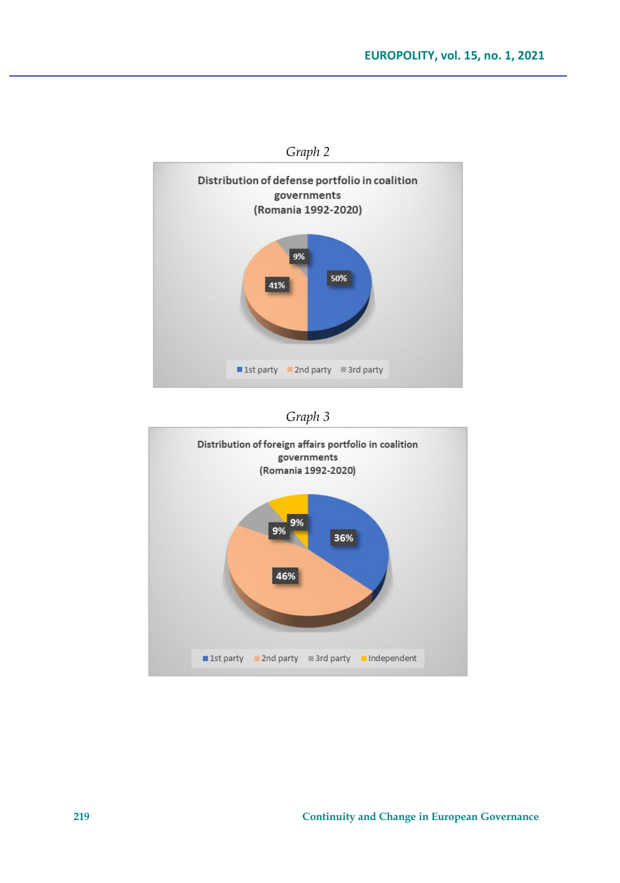*Graph 2*

Distribution of defense portfolio in coalition governments (Romania 1992-2020)

| Party | Share |
| --- | --- |
| 1st party | 50% |
| 2nd party | 41% |
| 3rd party | 9% |

*Graph 3*

Distribution of foreign affairs portfolio in coalition governments (Romania 1992-2020)

| Party | Share |
| --- | --- |
| 1st party | 36% |
| 2nd party | 46% |
| 3rd party | 9% |
| Independent | 9% |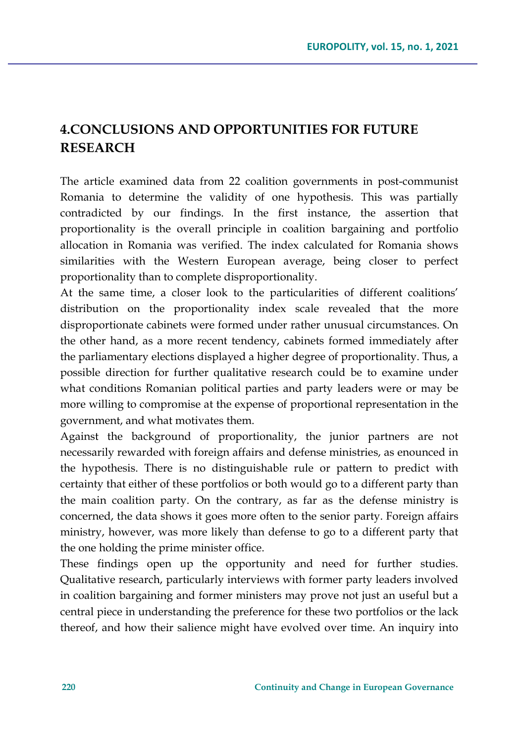## 4.CONCLUSIONS AND OPPORTUNITIES FOR FUTURE RESEARCH

The article examined data from 22 coalition governments in post-communist Romania to determine the validity of one hypothesis. This was partially contradicted by our findings. In the first instance, the assertion that proportionality is the overall principle in coalition bargaining and portfolio allocation in Romania was verified. The index calculated for Romania shows similarities with the Western European average, being closer to perfect proportionality than to complete disproportionality.

At the same time, a closer look to the particularities of different coalitions' distribution on the proportionality index scale revealed that the more disproportionate cabinets were formed under rather unusual circumstances. On the other hand, as a more recent tendency, cabinets formed immediately after the parliamentary elections displayed a higher degree of proportionality. Thus, a possible direction for further qualitative research could be to examine under what conditions Romanian political parties and party leaders were or may be more willing to compromise at the expense of proportional representation in the government, and what motivates them.

Against the background of proportionality, the junior partners are not necessarily rewarded with foreign affairs and defense ministries, as enounced in the hypothesis. There is no distinguishable rule or pattern to predict with certainty that either of these portfolios or both would go to a different party than the main coalition party. On the contrary, as far as the defense ministry is concerned, the data shows it goes more often to the senior party. Foreign affairs ministry, however, was more likely than defense to go to a different party that the one holding the prime minister office.

These findings open up the opportunity and need for further studies. Qualitative research, particularly interviews with former party leaders involved in coalition bargaining and former ministers may prove not just an useful but a central piece in understanding the preference for these two portfolios or the lack thereof, and how their salience might have evolved over time. An inquiry into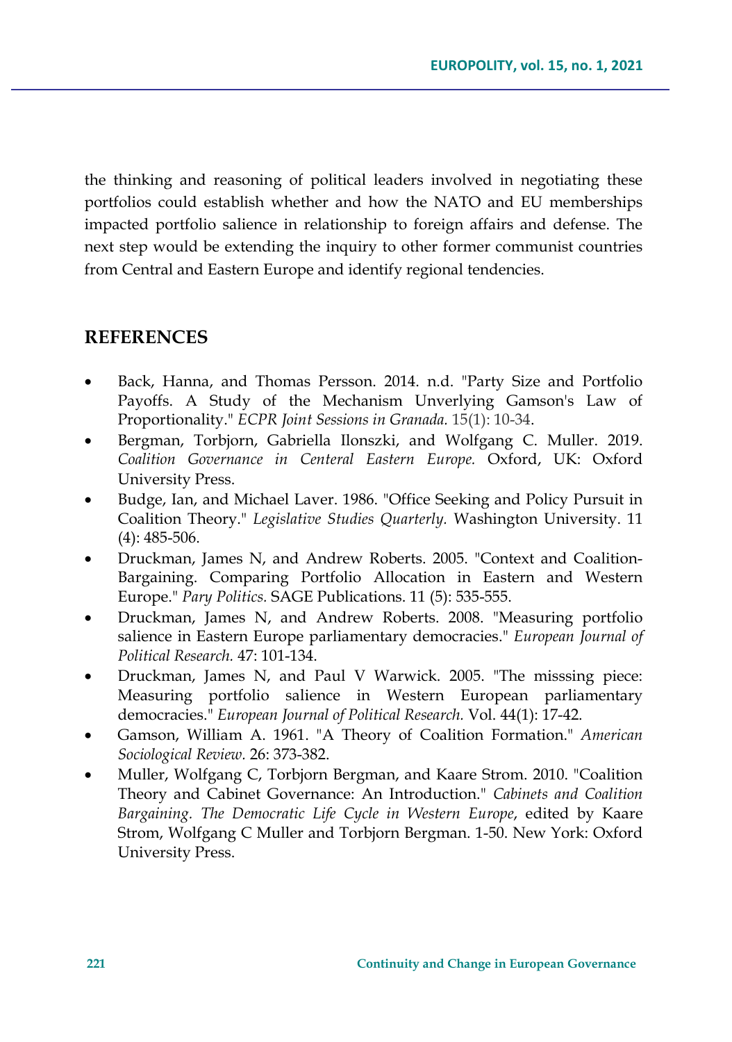the thinking and reasoning of political leaders involved in negotiating these portfolios could establish whether and how the NATO and EU memberships impacted portfolio salience in relationship to foreign affairs and defense. The next step would be extending the inquiry to other former communist countries from Central and Eastern Europe and identify regional tendencies.

## REFERENCES

- Back, Hanna, and Thomas Persson. 2014. n.d. "Party Size and Portfolio Payoffs. A Study of the Mechanism Unverlying Gamson's Law of Proportionality." *ECPR Joint Sessions in Granada.* 15(1): 10-34.
- Bergman, Torbjorn, Gabriella Ilonszki, and Wolfgang C. Muller. 2019. *Coalition Governance in Centeral Eastern Europe.* Oxford, UK: Oxford University Press.
- Budge, Ian, and Michael Laver. 1986. "Office Seeking and Policy Pursuit in Coalition Theory." *Legislative Studies Quarterly.* Washington University. 11 (4): 485-506.
- Druckman, James N, and Andrew Roberts. 2005. "Context and Coalition-Bargaining. Comparing Portfolio Allocation in Eastern and Western Europe." *Pary Politics.* SAGE Publications. 11 (5): 535-555.
- Druckman, James N, and Andrew Roberts. 2008. "Measuring portfolio salience in Eastern Europe parliamentary democracies." *European Journal of Political Research.* 47: 101-134.
- Druckman, James N, and Paul V Warwick. 2005. "The misssing piece: Measuring portfolio salience in Western European parliamentary democracies." *European Journal of Political Research.* Vol. 44(1): 17-42.
- Gamson, William A. 1961. "A Theory of Coalition Formation." *American Sociological Review.* 26: 373-382.
- Muller, Wolfgang C, Torbjorn Bergman, and Kaare Strom. 2010. "Coalition Theory and Cabinet Governance: An Introduction." *Cabinets and Coalition Bargaining. The Democratic Life Cycle in Western Europe*, edited by Kaare Strom, Wolfgang C Muller and Torbjorn Bergman. 1-50. New York: Oxford University Press.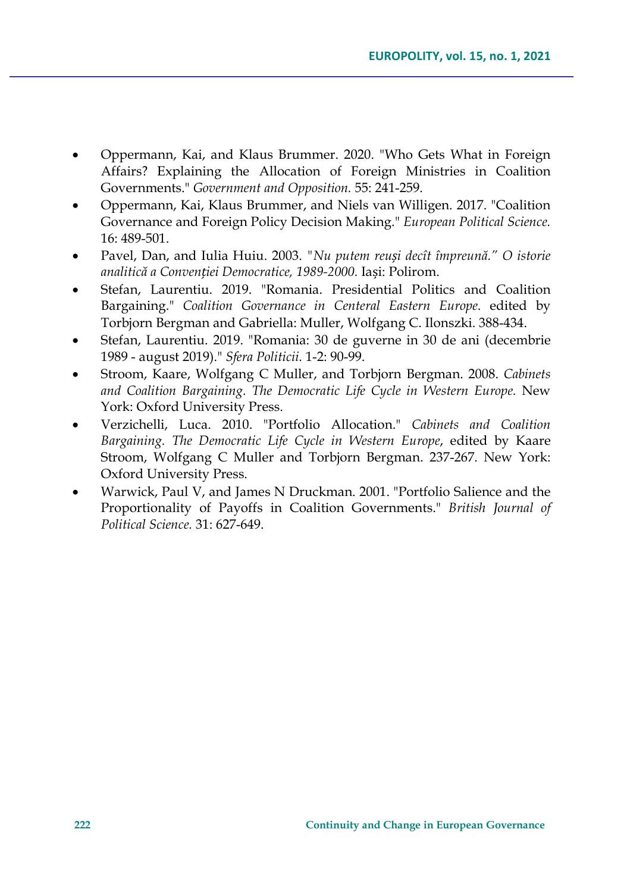- Oppermann, Kai, and Klaus Brummer. 2020. "Who Gets What in Foreign Affairs? Explaining the Allocation of Foreign Ministries in Coalition Governments." *Government and Opposition.* 55: 241-259.
- Oppermann, Kai, Klaus Brummer, and Niels van Willigen. 2017. "Coalition Governance and Foreign Policy Decision Making." *European Political Science.* 16: 489-501.
- Pavel, Dan, and Iulia Huiu. 2003. "*Nu putem reuşi decît împreună." O istorie analitică a Convenţiei Democratice, 1989-2000.* Iaşi: Polirom.
- Stefan, Laurentiu. 2019. "Romania. Presidential Politics and Coalition Bargaining." *Coalition Governance in Centeral Eastern Europe*. edited by Torbjorn Bergman and Gabriella: Muller, Wolfgang C. Ilonszki. 388-434.
- Stefan, Laurentiu. 2019. "Romania: 30 de guverne in 30 de ani (decembrie 1989 - august 2019)." *Sfera Politicii.* 1-2: 90-99.
- Stroom, Kaare, Wolfgang C Muller, and Torbjorn Bergman. 2008. *Cabinets and Coalition Bargaining. The Democratic Life Cycle in Western Europe.* New York: Oxford University Press.
- Verzichelli, Luca. 2010. "Portfolio Allocation." *Cabinets and Coalition Bargaining. The Democratic Life Cycle in Western Europe*, edited by Kaare Stroom, Wolfgang C Muller and Torbjorn Bergman. 237-267. New York: Oxford University Press.
- Warwick, Paul V, and James N Druckman. 2001. "Portfolio Salience and the Proportionality of Payoffs in Coalition Governments." *British Journal of Political Science.* 31: 627-649.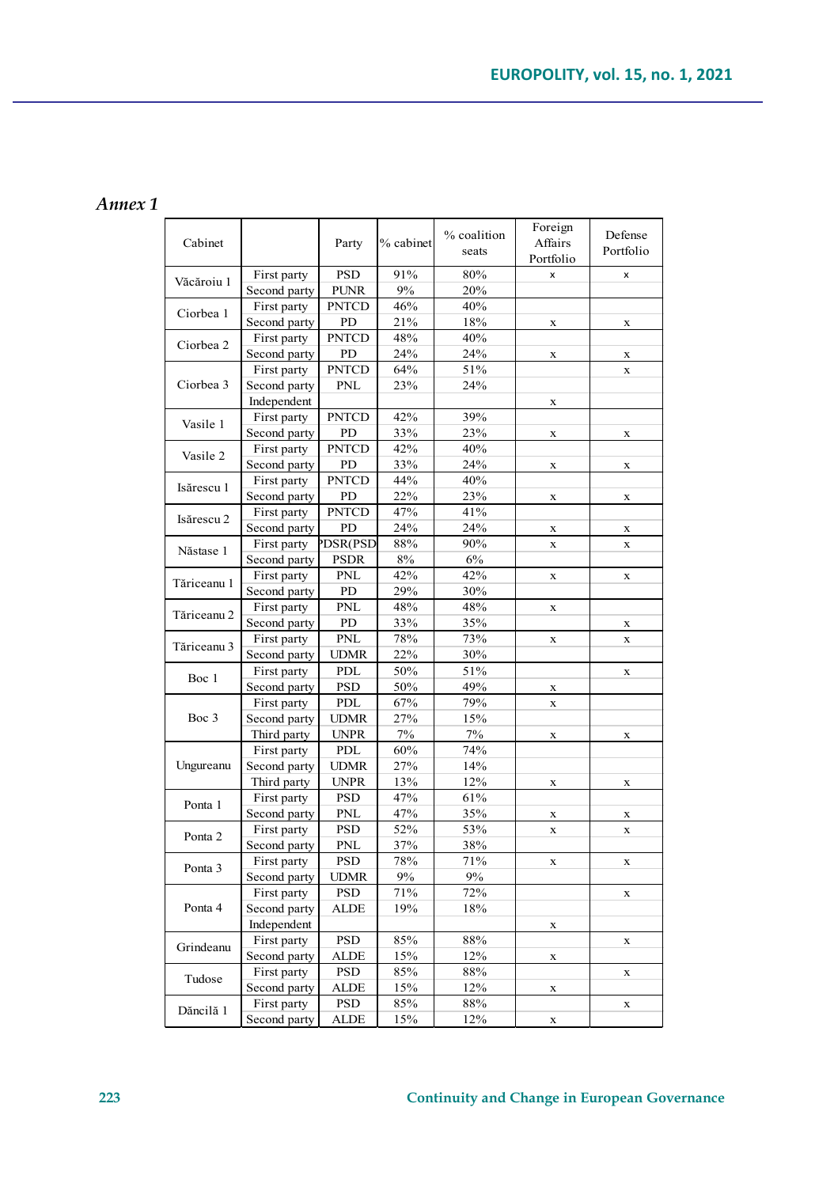*Annex 1*

| Cabinet | | Party | % cabinet | % coalition seats | Foreign Affairs Portfolio | Defense Portfolio |
|---|---|---|---|---|---|---|
| Văcăroiu 1 | First party | PSD | 91% | 80% | x | x |
| | Second party | PUNR | 9% | 20% | | |
| Ciorbea 1 | First party | PNTCD | 46% | 40% | | |
| | Second party | PD | 21% | 18% | x | x |
| Ciorbea 2 | First party | PNTCD | 48% | 40% | | |
| | Second party | PD | 24% | 24% | x | x |
| Ciorbea 3 | First party | PNTCD | 64% | 51% | | x |
| | Second party | PNL | 23% | 24% | | |
| | Independent | | | | x | |
| Vasile 1 | First party | PNTCD | 42% | 39% | | |
| | Second party | PD | 33% | 23% | x | x |
| Vasile 2 | First party | PNTCD | 42% | 40% | | |
| | Second party | PD | 33% | 24% | x | x |
| Isărescu 1 | First party | PNTCD | 44% | 40% | | |
| | Second party | PD | 22% | 23% | x | x |
| Isărescu 2 | First party | PNTCD | 47% | 41% | | |
| | Second party | PD | 24% | 24% | x | x |
| Năstase 1 | First party | PDSR(PSD | 88% | 90% | x | x |
| | Second party | PSDR | 8% | 6% | | |
| Tăriceanu 1 | First party | PNL | 42% | 42% | x | x |
| | Second party | PD | 29% | 30% | | |
| Tăriceanu 2 | First party | PNL | 48% | 48% | x | |
| | Second party | PD | 33% | 35% | | x |
| Tăriceanu 3 | First party | PNL | 78% | 73% | x | x |
| | Second party | UDMR | 22% | 30% | | |
| Boc 1 | First party | PDL | 50% | 51% | | x |
| | Second party | PSD | 50% | 49% | x | |
| Boc 3 | First party | PDL | 67% | 79% | x | |
| | Second party | UDMR | 27% | 15% | | |
| | Third party | UNPR | 7% | 7% | x | x |
| Ungureanu | First party | PDL | 60% | 74% | | |
| | Second party | UDMR | 27% | 14% | | |
| | Third party | UNPR | 13% | 12% | x | x |
| Ponta 1 | First party | PSD | 47% | 61% | | |
| | Second party | PNL | 47% | 35% | x | x |
| Ponta 2 | First party | PSD | 52% | 53% | x | x |
| | Second party | PNL | 37% | 38% | | |
| Ponta 3 | First party | PSD | 78% | 71% | x | x |
| | Second party | UDMR | 9% | 9% | | |
| Ponta 4 | First party | PSD | 71% | 72% | | x |
| | Second party | ALDE | 19% | 18% | | |
| | Independent | | | | x | |
| Grindeanu | First party | PSD | 85% | 88% | | x |
| | Second party | ALDE | 15% | 12% | x | |
| Tudose | First party | PSD | 85% | 88% | | x |
| | Second party | ALDE | 15% | 12% | x | |
| Dăncilă 1 | First party | PSD | 85% | 88% | | x |
| | Second party | ALDE | 15% | 12% | x | |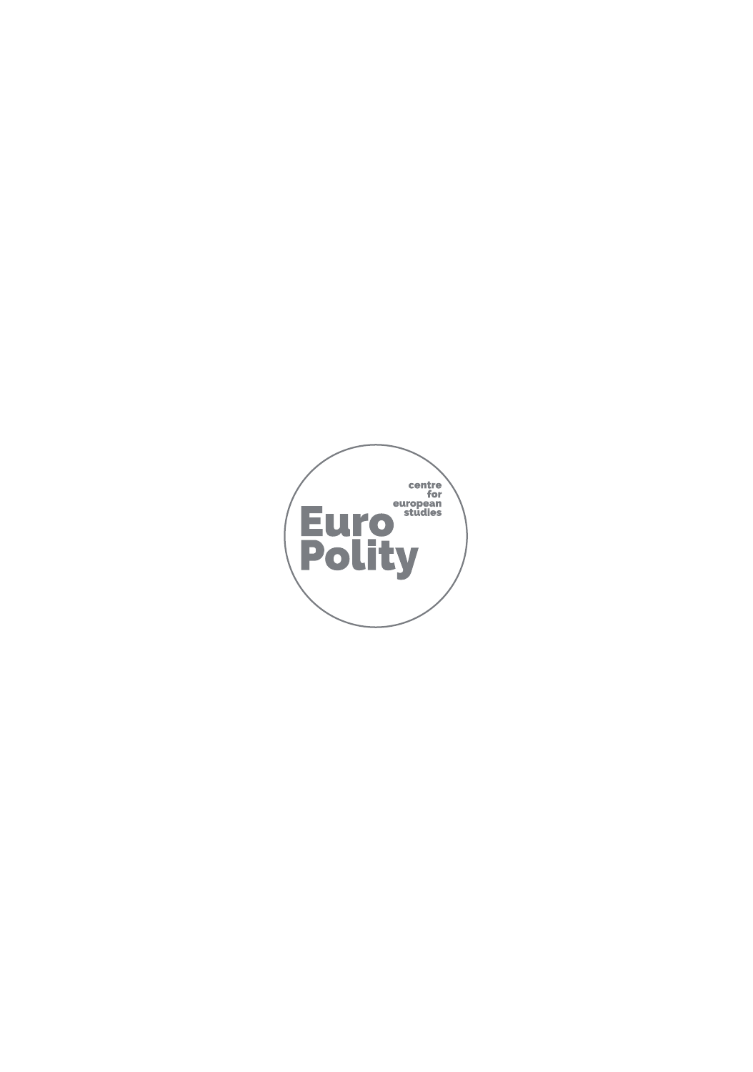centre
for
european
studies

Euro
Polity